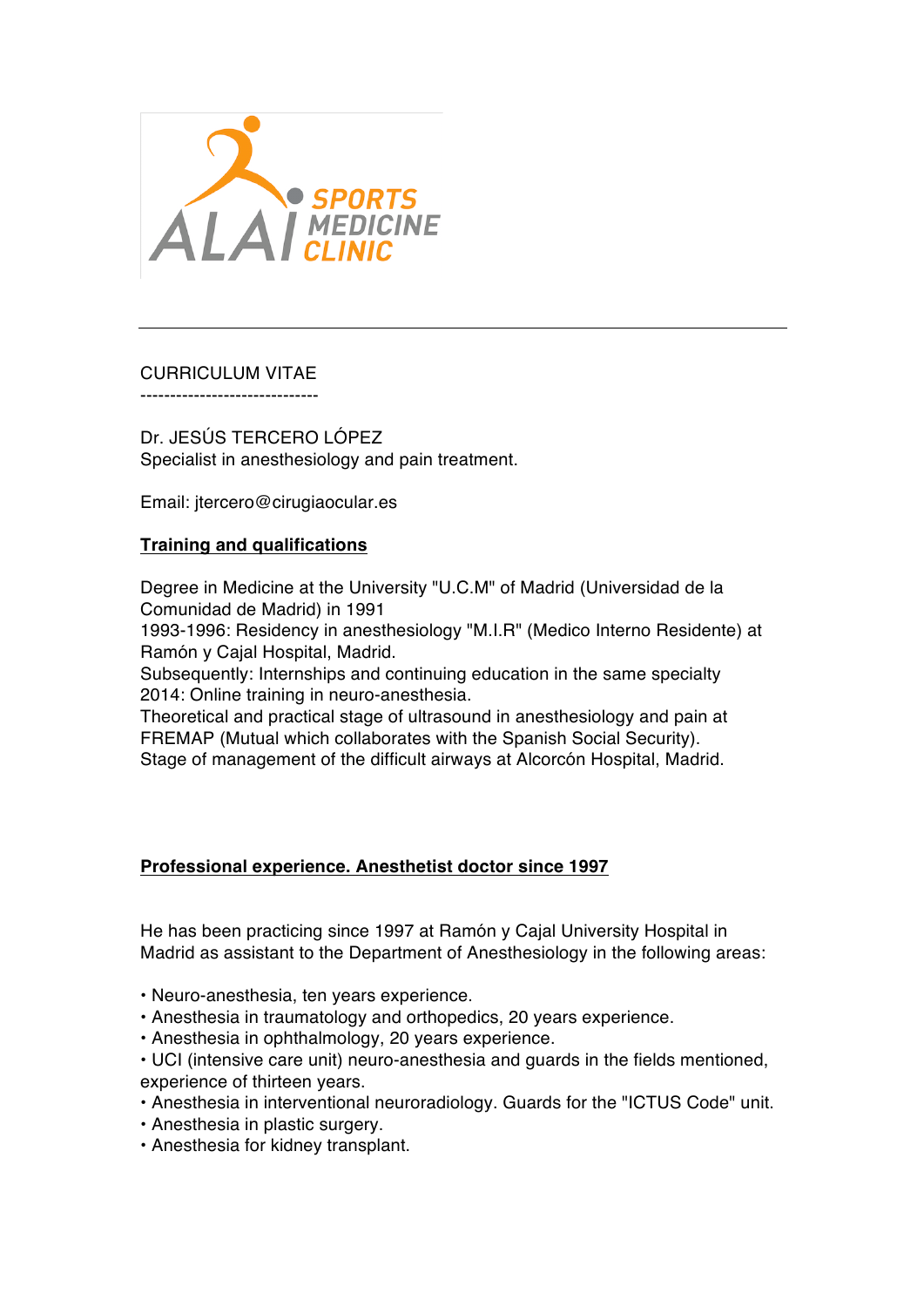CURRICULUM VITAE
-----------------------------

Dr. JESÚS TERCERO LÓPEZ
Specialist in anesthesiology and pain treatment.

Email: jtercero@cirugiaocular.es

**Training and qualifications**

Degree in Medicine at the University "U.C.M" of Madrid (Universidad de la Comunidad de Madrid) in 1991
1993-1996: Residency in anesthesiology "M.I.R" (Medico Interno Residente) at Ramón y Cajal Hospital, Madrid.
Subsequently: Internships and continuing education in the same specialty
2014: Online training in neuro-anesthesia.
Theoretical and practical stage of ultrasound in anesthesiology and pain at FREMAP (Mutual which collaborates with the Spanish Social Security).
Stage of management of the difficult airways at Alcorcón Hospital, Madrid.

**Professional experience. Anesthetist doctor since 1997**

He has been practicing since 1997 at Ramón y Cajal University Hospital in Madrid as assistant to the Department of Anesthesiology in the following areas:

- Neuro-anesthesia, ten years experience.
- Anesthesia in traumatology and orthopedics, 20 years experience.
- Anesthesia in ophthalmology, 20 years experience.
- UCI (intensive care unit) neuro-anesthesia and guards in the fields mentioned, experience of thirteen years.
- Anesthesia in interventional neuroradiology. Guards for the "ICTUS Code" unit.
- Anesthesia in plastic surgery.
- Anesthesia for kidney transplant.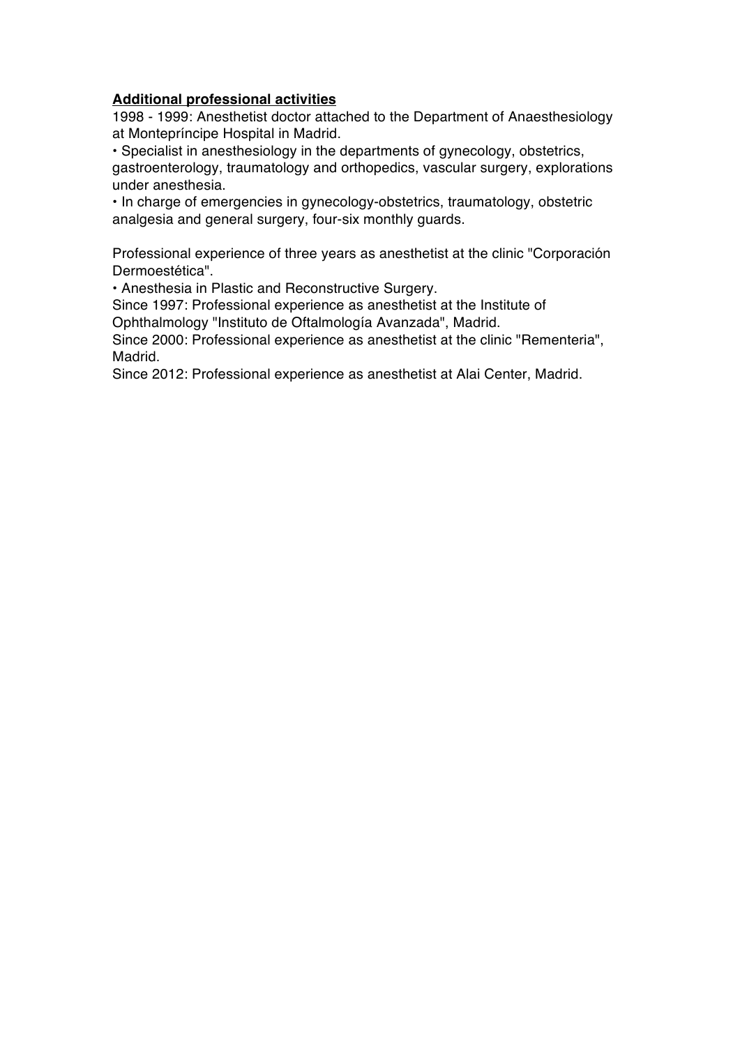**Additional professional activities**

1998 - 1999: Anesthetist doctor attached to the Department of Anaesthesiology at Montepríncipe Hospital in Madrid.

• Specialist in anesthesiology in the departments of gynecology, obstetrics, gastroenterology, traumatology and orthopedics, vascular surgery, explorations under anesthesia.

• In charge of emergencies in gynecology-obstetrics, traumatology, obstetric analgesia and general surgery, four-six monthly guards.

Professional experience of three years as anesthetist at the clinic "Corporación Dermoestética".

• Anesthesia in Plastic and Reconstructive Surgery.

Since 1997: Professional experience as anesthetist at the Institute of Ophthalmology "Instituto de Oftalmología Avanzada", Madrid.

Since 2000: Professional experience as anesthetist at the clinic "Rementeria", Madrid.

Since 2012: Professional experience as anesthetist at Alai Center, Madrid.